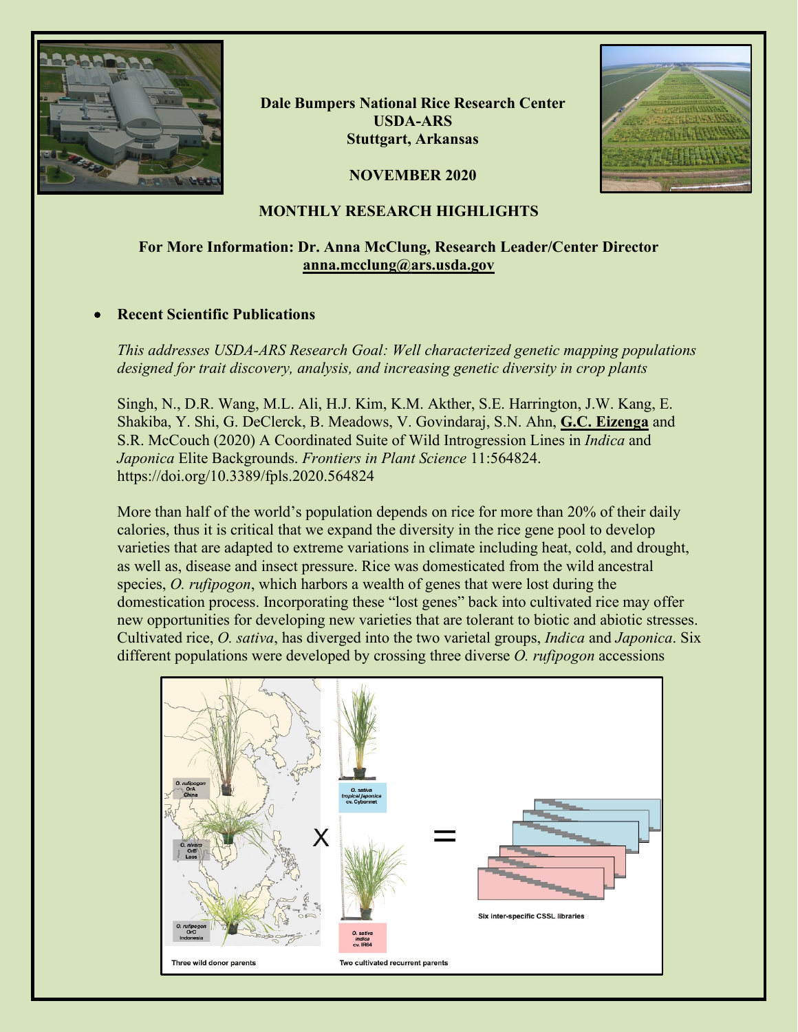**Dale Bumpers National Rice Research Center**
**USDA-ARS**
**Stuttgart, Arkansas**

**NOVEMBER 2020**

**MONTHLY RESEARCH HIGHLIGHTS**

**For More Information: Dr. Anna McClung, Research Leader/Center Director**
**anna.mcclung@ars.usda.gov**

- **Recent Scientific Publications**

*This addresses USDA-ARS Research Goal: Well characterized genetic mapping populations designed for trait discovery, analysis, and increasing genetic diversity in crop plants*

Singh, N., D.R. Wang, M.L. Ali, H.J. Kim, K.M. Akther, S.E. Harrington, J.W. Kang, E. Shakiba, Y. Shi, G. DeClerck, B. Meadows, V. Govindaraj, S.N. Ahn, **G.C. Eizenga** and S.R. McCouch (2020) A Coordinated Suite of Wild Introgression Lines in *Indica* and *Japonica* Elite Backgrounds. *Frontiers in Plant Science* 11:564824. https://doi.org/10.3389/fpls.2020.564824

More than half of the world's population depends on rice for more than 20% of their daily calories, thus it is critical that we expand the diversity in the rice gene pool to develop varieties that are adapted to extreme variations in climate including heat, cold, and drought, as well as, disease and insect pressure. Rice was domesticated from the wild ancestral species, *O. rufipogon*, which harbors a wealth of genes that were lost during the domestication process. Incorporating these "lost genes" back into cultivated rice may offer new opportunities for developing new varieties that are tolerant to biotic and abiotic stresses. Cultivated rice, *O. sativa*, has diverged into the two varietal groups, *Indica* and *Japonica*. Six different populations were developed by crossing three diverse *O. rufipogon* accessions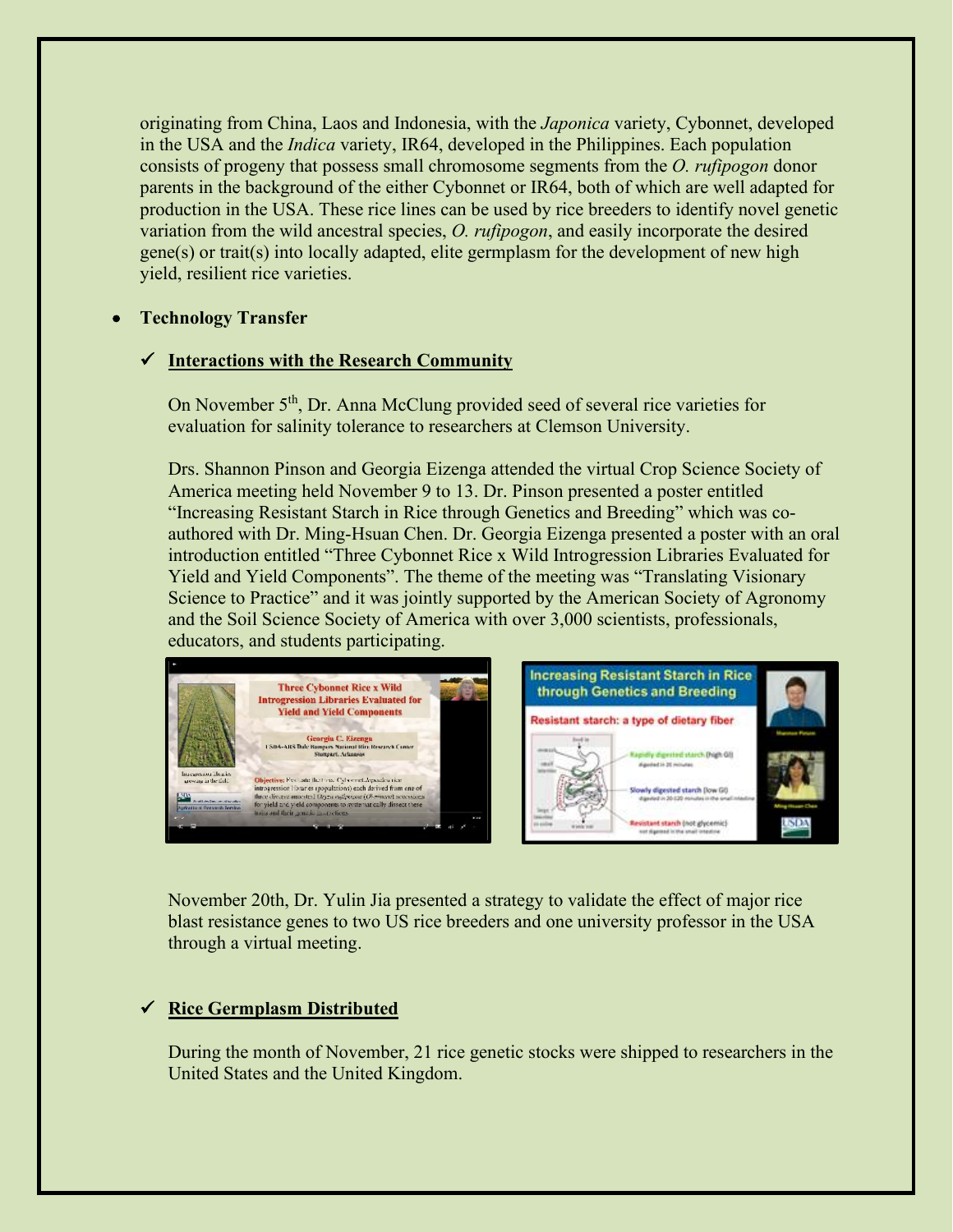originating from China, Laos and Indonesia, with the *Japonica* variety, Cybonnet, developed in the USA and the *Indica* variety, IR64, developed in the Philippines. Each population consists of progeny that possess small chromosome segments from the *O. rufipogon* donor parents in the background of the either Cybonnet or IR64, both of which are well adapted for production in the USA. These rice lines can be used by rice breeders to identify novel genetic variation from the wild ancestral species, *O. rufipogon*, and easily incorporate the desired gene(s) or trait(s) into locally adapted, elite germplasm for the development of new high yield, resilient rice varieties.

- **Technology Transfer**

  ✓ **Interactions with the Research Community**

  On November 5th, Dr. Anna McClung provided seed of several rice varieties for evaluation for salinity tolerance to researchers at Clemson University.

  Drs. Shannon Pinson and Georgia Eizenga attended the virtual Crop Science Society of America meeting held November 9 to 13. Dr. Pinson presented a poster entitled "Increasing Resistant Starch in Rice through Genetics and Breeding" which was co-authored with Dr. Ming-Hsuan Chen. Dr. Georgia Eizenga presented a poster with an oral introduction entitled "Three Cybonnet Rice x Wild Introgression Libraries Evaluated for Yield and Yield Components". The theme of the meeting was "Translating Visionary Science to Practice" and it was jointly supported by the American Society of Agronomy and the Soil Science Society of America with over 3,000 scientists, professionals, educators, and students participating.

  November 20th, Dr. Yulin Jia presented a strategy to validate the effect of major rice blast resistance genes to two US rice breeders and one university professor in the USA through a virtual meeting.

  ✓ **Rice Germplasm Distributed**

  During the month of November, 21 rice genetic stocks were shipped to researchers in the United States and the United Kingdom.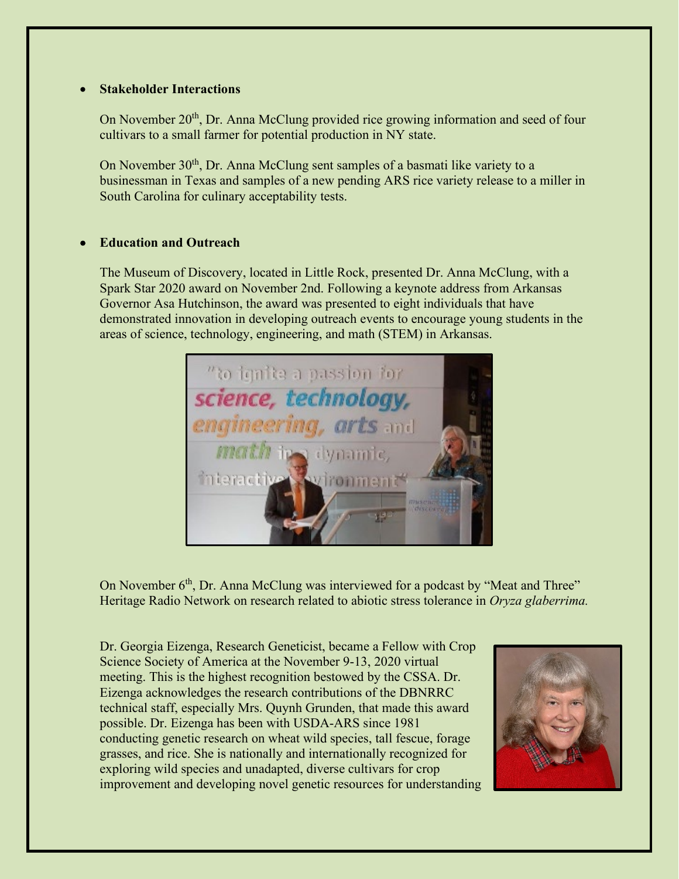- **Stakeholder Interactions**

  On November 20th, Dr. Anna McClung provided rice growing information and seed of four cultivars to a small farmer for potential production in NY state.

  On November 30th, Dr. Anna McClung sent samples of a basmati like variety to a businessman in Texas and samples of a new pending ARS rice variety release to a miller in South Carolina for culinary acceptability tests.

- **Education and Outreach**

  The Museum of Discovery, located in Little Rock, presented Dr. Anna McClung, with a Spark Star 2020 award on November 2nd. Following a keynote address from Arkansas Governor Asa Hutchinson, the award was presented to eight individuals that have demonstrated innovation in developing outreach events to encourage young students in the areas of science, technology, engineering, and math (STEM) in Arkansas.

On November 6th, Dr. Anna McClung was interviewed for a podcast by "Meat and Three" Heritage Radio Network on research related to abiotic stress tolerance in *Oryza glaberrima.*

Dr. Georgia Eizenga, Research Geneticist, became a Fellow with Crop Science Society of America at the November 9-13, 2020 virtual meeting. This is the highest recognition bestowed by the CSSA. Dr. Eizenga acknowledges the research contributions of the DBNRRC technical staff, especially Mrs. Quynh Grunden, that made this award possible. Dr. Eizenga has been with USDA-ARS since 1981 conducting genetic research on wheat wild species, tall fescue, forage grasses, and rice. She is nationally and internationally recognized for exploring wild species and unadapted, diverse cultivars for crop improvement and developing novel genetic resources for understanding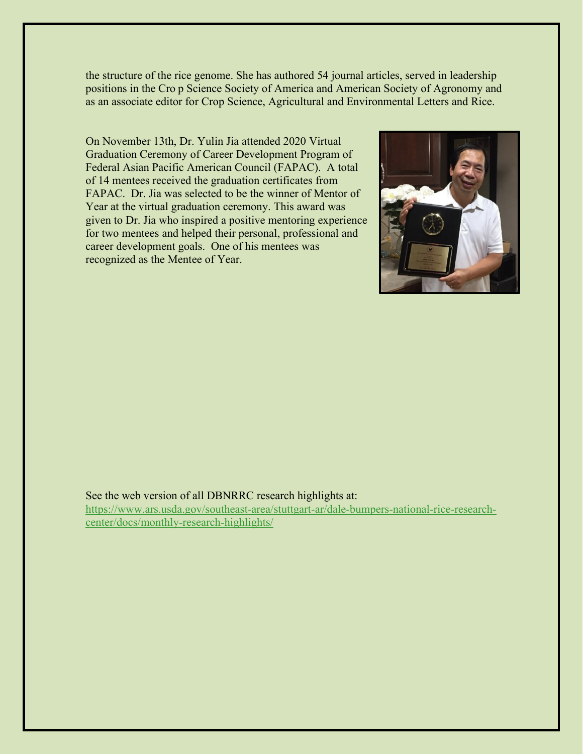the structure of the rice genome. She has authored 54 journal articles, served in leadership positions in the Cro p Science Society of America and American Society of Agronomy and as an associate editor for Crop Science, Agricultural and Environmental Letters and Rice.

On November 13th, Dr. Yulin Jia attended 2020 Virtual Graduation Ceremony of Career Development Program of Federal Asian Pacific American Council (FAPAC). A total of 14 mentees received the graduation certificates from FAPAC. Dr. Jia was selected to be the winner of Mentor of Year at the virtual graduation ceremony. This award was given to Dr. Jia who inspired a positive mentoring experience for two mentees and helped their personal, professional and career development goals. One of his mentees was recognized as the Mentee of Year.

See the web version of all DBNRRC research highlights at:
[https://www.ars.usda.gov/southeast-area/stuttgart-ar/dale-bumpers-national-rice-research-center/docs/monthly-research-highlights/](https://www.ars.usda.gov/southeast-area/stuttgart-ar/dale-bumpers-national-rice-research-center/docs/monthly-research-highlights/)